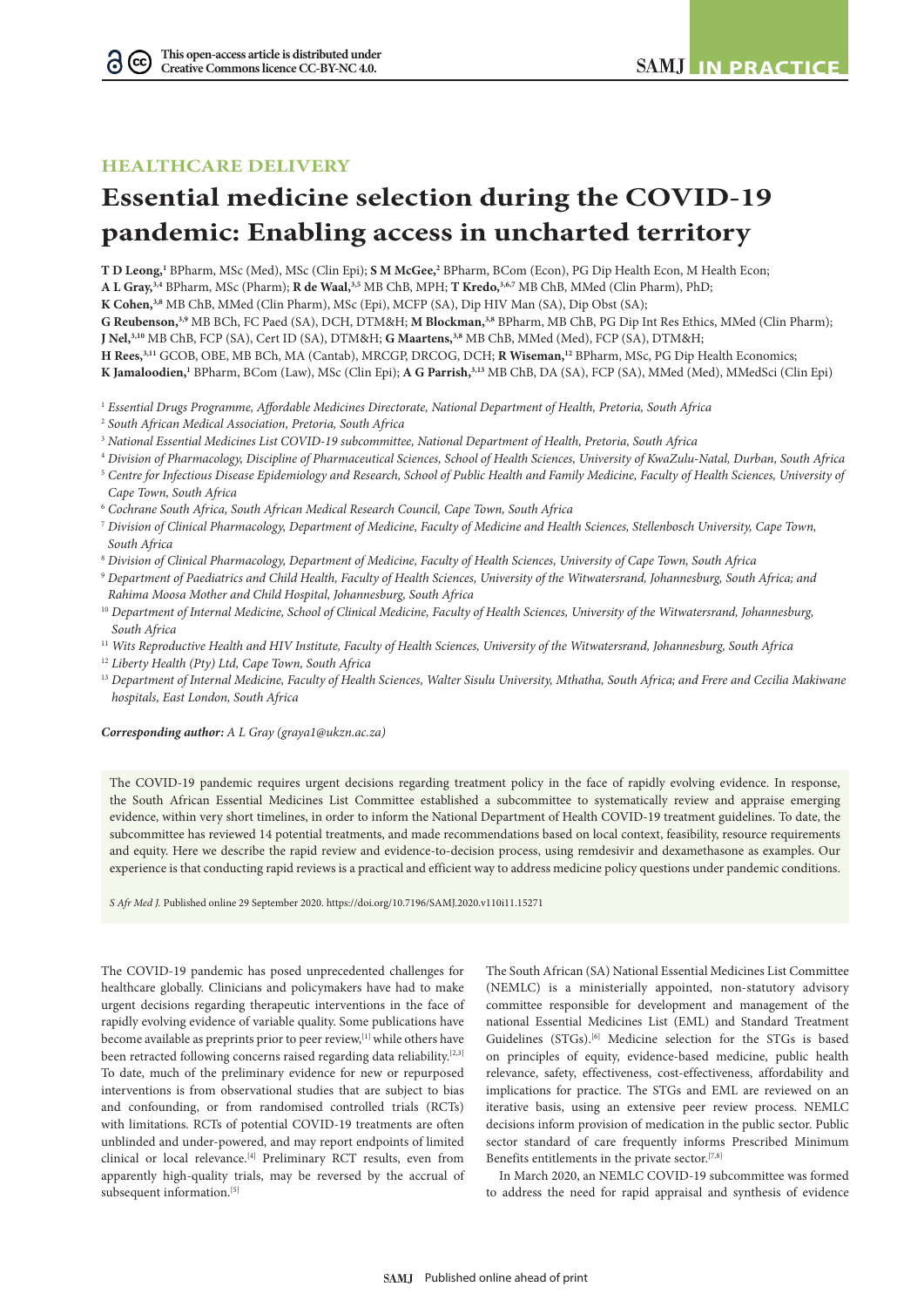HEALTHCARE DELIVERY

# Essential medicine selection during the COVID-19 pandemic: Enabling access in uncharted territory

**T D Leong,**[1] BPharm, MSc (Med), MSc (Clin Epi); **S M McGee,**[2] BPharm, BCom (Econ), PG Dip Health Econ, M Health Econ; **A L Gray,**[3,4] BPharm, MSc (Pharm); **R de Waal,**[3,5] MB ChB, MPH; **T Kredo,**[3,6,7] MB ChB, MMed (Clin Pharm), PhD; **K Cohen,**[3,8] MB ChB, MMed (Clin Pharm), MSc (Epi), MCFP (SA), Dip HIV Man (SA), Dip Obst (SA); **G Reubenson,**[3,9] MB BCh, FC Paed (SA), DCH, DTM&H; **M Blockman,**[3,8] BPharm, MB ChB, PG Dip Int Res Ethics, MMed (Clin Pharm); **J Nel,**[3,10] MB ChB, FCP (SA), Cert ID (SA), DTM&H; **G Maartens,**[3,8] MB ChB, MMed (Med), FCP (SA), DTM&H; **H Rees,**[3,11] GCOB, OBE, MB BCh, MA (Cantab), MRCGP, DRCOG, DCH; **R Wiseman,**[12] BPharm, MSc, PG Dip Health Economics; **K Jamaloodien,**[1] BPharm, BCom (Law), MSc (Clin Epi); **A G Parrish,**[3,13] MB ChB, DA (SA), FCP (SA), MMed (Med), MMedSci (Clin Epi)

[1] *Essential Drugs Programme, Affordable Medicines Directorate, National Department of Health, Pretoria, South Africa*
[2] *South African Medical Association, Pretoria, South Africa*
[3] *National Essential Medicines List COVID-19 subcommittee, National Department of Health, Pretoria, South Africa*
[4] *Division of Pharmacology, Discipline of Pharmaceutical Sciences, School of Health Sciences, University of KwaZulu-Natal, Durban, South Africa*
[5] *Centre for Infectious Disease Epidemiology and Research, School of Public Health and Family Medicine, Faculty of Health Sciences, University of Cape Town, South Africa*
[6] *Cochrane South Africa, South African Medical Research Council, Cape Town, South Africa*
[7] *Division of Clinical Pharmacology, Department of Medicine, Faculty of Medicine and Health Sciences, Stellenbosch University, Cape Town, South Africa*
[8] *Division of Clinical Pharmacology, Department of Medicine, Faculty of Health Sciences, University of Cape Town, South Africa*
[9] *Department of Paediatrics and Child Health, Faculty of Health Sciences, University of the Witwatersrand, Johannesburg, South Africa; and Rahima Moosa Mother and Child Hospital, Johannesburg, South Africa*
[10] *Department of Internal Medicine, School of Clinical Medicine, Faculty of Health Sciences, University of the Witwatersrand, Johannesburg, South Africa*
[11] *Wits Reproductive Health and HIV Institute, Faculty of Health Sciences, University of the Witwatersrand, Johannesburg, South Africa*
[12] *Liberty Health (Pty) Ltd, Cape Town, South Africa*
[13] *Department of Internal Medicine, Faculty of Health Sciences, Walter Sisulu University, Mthatha, South Africa; and Frere and Cecilia Makiwane hospitals, East London, South Africa*

***Corresponding author:*** *A L Gray (graya1@ukzn.ac.za)*

The COVID-19 pandemic requires urgent decisions regarding treatment policy in the face of rapidly evolving evidence. In response, the South African Essential Medicines List Committee established a subcommittee to systematically review and appraise emerging evidence, within very short timelines, in order to inform the National Department of Health COVID-19 treatment guidelines. To date, the subcommittee has reviewed 14 potential treatments, and made recommendations based on local context, feasibility, resource requirements and equity. Here we describe the rapid review and evidence-to-decision process, using remdesivir and dexamethasone as examples. Our experience is that conducting rapid reviews is a practical and efficient way to address medicine policy questions under pandemic conditions.

*S Afr Med J.* Published online 29 September 2020. https://doi.org/10.7196/SAMJ.2020.v110i11.15271

The COVID-19 pandemic has posed unprecedented challenges for healthcare globally. Clinicians and policymakers have had to make urgent decisions regarding therapeutic interventions in the face of rapidly evolving evidence of variable quality. Some publications have become available as preprints prior to peer review,[1] while others have been retracted following concerns raised regarding data reliability.[2,3] To date, much of the preliminary evidence for new or repurposed interventions is from observational studies that are subject to bias and confounding, or from randomised controlled trials (RCTs) with limitations. RCTs of potential COVID-19 treatments are often unblinded and under-powered, and may report endpoints of limited clinical or local relevance.[4] Preliminary RCT results, even from apparently high-quality trials, may be reversed by the accrual of subsequent information.[5]

The South African (SA) National Essential Medicines List Committee (NEMLC) is a ministerially appointed, non-statutory advisory committee responsible for development and management of the national Essential Medicines List (EML) and Standard Treatment Guidelines (STGs).[6] Medicine selection for the STGs is based on principles of equity, evidence-based medicine, public health relevance, safety, effectiveness, cost-effectiveness, affordability and implications for practice. The STGs and EML are reviewed on an iterative basis, using an extensive peer review process. NEMLC decisions inform provision of medication in the public sector. Public sector standard of care frequently informs Prescribed Minimum Benefits entitlements in the private sector.[7,8]

In March 2020, an NEMLC COVID-19 subcommittee was formed to address the need for rapid appraisal and synthesis of evidence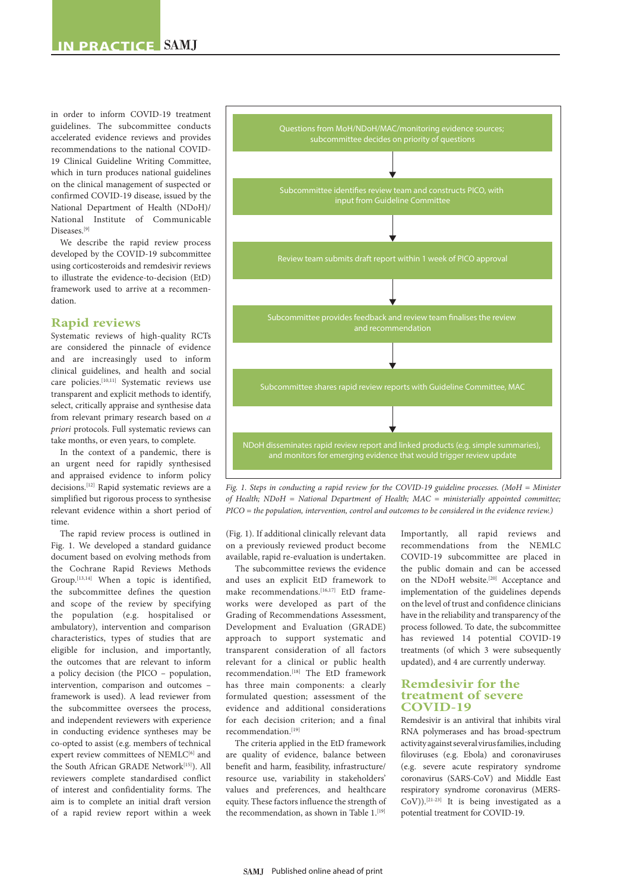in order to inform COVID-19 treatment guidelines. The subcommittee conducts accelerated evidence reviews and provides recommendations to the national COVID-19 Clinical Guideline Writing Committee, which in turn produces national guidelines on the clinical management of suspected or confirmed COVID-19 disease, issued by the National Department of Health (NDoH)/National Institute of Communicable Diseases.[9]

We describe the rapid review process developed by the COVID-19 subcommittee using corticosteroids and remdesivir reviews to illustrate the evidence-to-decision (EtD) framework used to arrive at a recommendation.

## Rapid reviews

Systematic reviews of high-quality RCTs are considered the pinnacle of evidence and are increasingly used to inform clinical guidelines, and health and social care policies.[10,11] Systematic reviews use transparent and explicit methods to identify, select, critically appraise and synthesise data from relevant primary research based on *a priori* protocols. Full systematic reviews can take months, or even years, to complete.

In the context of a pandemic, there is an urgent need for rapidly synthesised and appraised evidence to inform policy decisions.[12] Rapid systematic reviews are a simplified but rigorous process to synthesise relevant evidence within a short period of time.

The rapid review process is outlined in Fig. 1. We developed a standard guidance document based on evolving methods from the Cochrane Rapid Reviews Methods Group.[13,14] When a topic is identified, the subcommittee defines the question and scope of the review by specifying the population (e.g. hospitalised or ambulatory), intervention and comparison characteristics, types of studies that are eligible for inclusion, and importantly, the outcomes that are relevant to inform a policy decision (the PICO – population, intervention, comparison and outcomes – framework is used). A lead reviewer from the subcommittee oversees the process, and independent reviewers with experience in conducting evidence syntheses may be co-opted to assist (e.g. members of technical expert review committees of NEMLC[6] and the South African GRADE Network[15]). All reviewers complete standardised conflict of interest and confidentiality forms. The aim is to complete an initial draft version of a rapid review report within a week (Fig. 1). If additional clinically relevant data on a previously reviewed product become available, rapid re-evaluation is undertaken.

Questions from MoH/NDoH/MAC/monitoring evidence sources; subcommittee decides on priority of questions

↓

Subcommittee identifies review team and constructs PICO, with input from Guideline Committee

↓

Review team submits draft report within 1 week of PICO approval

↓

Subcommittee provides feedback and review team finalises the review and recommendation

↓

Subcommittee shares rapid review reports with Guideline Committee, MAC

↓

NDoH disseminates rapid review report and linked products (e.g. simple summaries), and monitors for emerging evidence that would trigger review update

*Fig. 1. Steps in conducting a rapid review for the COVID-19 guideline processes. (MoH = Minister of Health; NDoH = National Department of Health; MAC = ministerially appointed committee; PICO = the population, intervention, control and outcomes to be considered in the evidence review.)*

The subcommittee reviews the evidence and uses an explicit EtD framework to make recommendations.[16,17] EtD frameworks were developed as part of the Grading of Recommendations Assessment, Development and Evaluation (GRADE) approach to support systematic and transparent consideration of all factors relevant for a clinical or public health recommendation.[18] The EtD framework has three main components: a clearly formulated question; assessment of the evidence and additional considerations for each decision criterion; and a final recommendation.[19]

The criteria applied in the EtD framework are quality of evidence, balance between benefit and harm, feasibility, infrastructure/resource use, variability in stakeholders' values and preferences, and healthcare equity. These factors influence the strength of the recommendation, as shown in Table 1.[19] Importantly, all rapid reviews and recommendations from the NEMLC COVID-19 subcommittee are placed in the public domain and can be accessed on the NDoH website.[20] Acceptance and implementation of the guidelines depends on the level of trust and confidence clinicians have in the reliability and transparency of the process followed. To date, the subcommittee has reviewed 14 potential COVID-19 treatments (of which 3 were subsequently updated), and 4 are currently underway.

## Remdesivir for the treatment of severe COVID-19

Remdesivir is an antiviral that inhibits viral RNA polymerases and has broad-spectrum activity against several virus families, including filoviruses (e.g. Ebola) and coronaviruses (e.g. severe acute respiratory syndrome coronavirus (SARS-CoV) and Middle East respiratory syndrome coronavirus (MERS-CoV)).[21-23] It is being investigated as a potential treatment for COVID-19.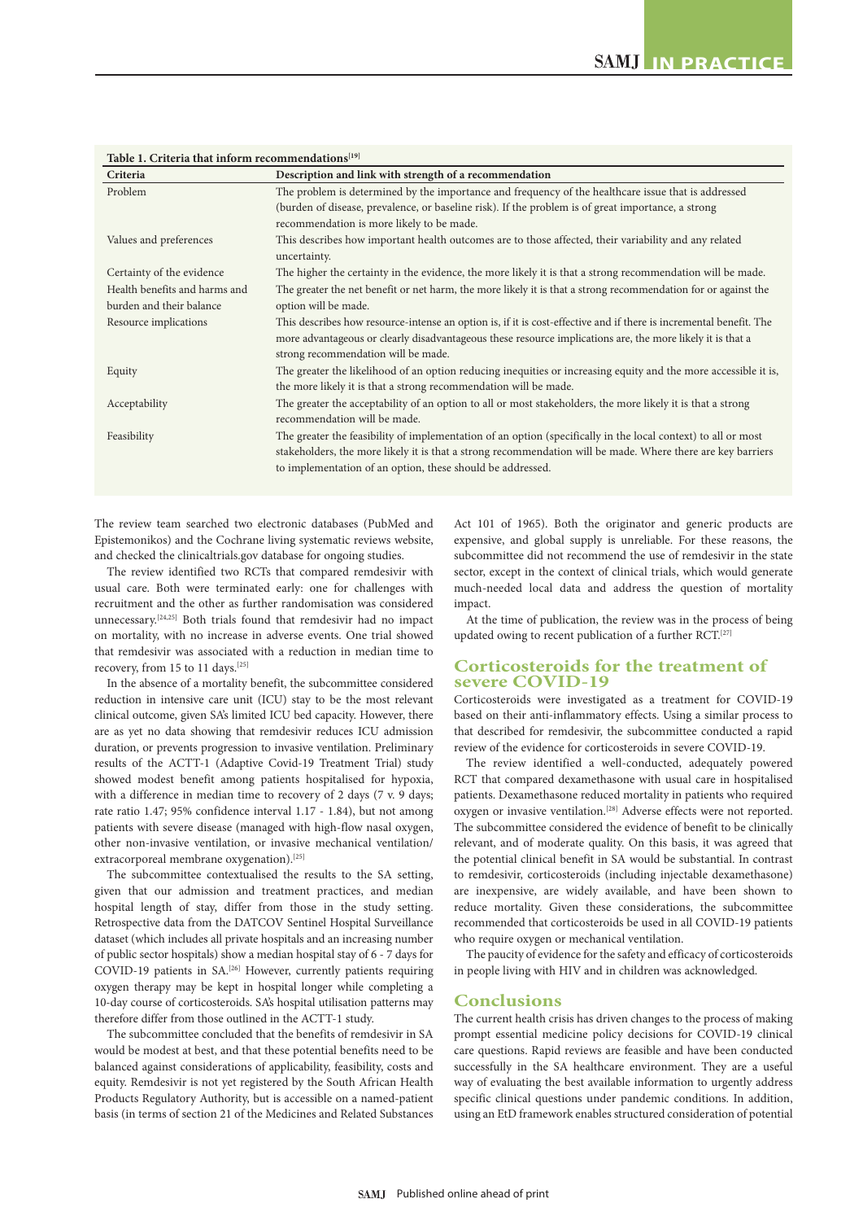**Table 1. Criteria that inform recommendations**[19]

| Criteria | Description and link with strength of a recommendation |
|---|---|
| Problem | The problem is determined by the importance and frequency of the healthcare issue that is addressed (burden of disease, prevalence, or baseline risk). If the problem is of great importance, a strong recommendation is more likely to be made. |
| Values and preferences | This describes how important health outcomes are to those affected, their variability and any related uncertainty. |
| Certainty of the evidence | The higher the certainty in the evidence, the more likely it is that a strong recommendation will be made. |
| Health benefits and harms and burden and their balance | The greater the net benefit or net harm, the more likely it is that a strong recommendation for or against the option will be made. |
| Resource implications | This describes how resource-intense an option is, if it is cost-effective and if there is incremental benefit. The more advantageous or clearly disadvantageous these resource implications are, the more likely it is that a strong recommendation will be made. |
| Equity | The greater the likelihood of an option reducing inequities or increasing equity and the more accessible it is, the more likely it is that a strong recommendation will be made. |
| Acceptability | The greater the acceptability of an option to all or most stakeholders, the more likely it is that a strong recommendation will be made. |
| Feasibility | The greater the feasibility of implementation of an option (specifically in the local context) to all or most stakeholders, the more likely it is that a strong recommendation will be made. Where there are key barriers to implementation of an option, these should be addressed. |

The review team searched two electronic databases (PubMed and Epistemonikos) and the Cochrane living systematic reviews website, and checked the clinicaltrials.gov database for ongoing studies.

The review identified two RCTs that compared remdesivir with usual care. Both were terminated early: one for challenges with recruitment and the other as further randomisation was considered unnecessary.[24,25] Both trials found that remdesivir had no impact on mortality, with no increase in adverse events. One trial showed that remdesivir was associated with a reduction in median time to recovery, from 15 to 11 days.[25]

In the absence of a mortality benefit, the subcommittee considered reduction in intensive care unit (ICU) stay to be the most relevant clinical outcome, given SA's limited ICU bed capacity. However, there are as yet no data showing that remdesivir reduces ICU admission duration, or prevents progression to invasive ventilation. Preliminary results of the ACTT-1 (Adaptive Covid-19 Treatment Trial) study showed modest benefit among patients hospitalised for hypoxia, with a difference in median time to recovery of 2 days (7 v. 9 days; rate ratio 1.47; 95% confidence interval 1.17 - 1.84), but not among patients with severe disease (managed with high-flow nasal oxygen, other non-invasive ventilation, or invasive mechanical ventilation/extracorporeal membrane oxygenation).[25]

The subcommittee contextualised the results to the SA setting, given that our admission and treatment practices, and median hospital length of stay, differ from those in the study setting. Retrospective data from the DATCOV Sentinel Hospital Surveillance dataset (which includes all private hospitals and an increasing number of public sector hospitals) show a median hospital stay of 6 - 7 days for COVID-19 patients in SA.[26] However, currently patients requiring oxygen therapy may be kept in hospital longer while completing a 10-day course of corticosteroids. SA's hospital utilisation patterns may therefore differ from those outlined in the ACTT-1 study.

The subcommittee concluded that the benefits of remdesivir in SA would be modest at best, and that these potential benefits need to be balanced against considerations of applicability, feasibility, costs and equity. Remdesivir is not yet registered by the South African Health Products Regulatory Authority, but is accessible on a named-patient basis (in terms of section 21 of the Medicines and Related Substances Act 101 of 1965). Both the originator and generic products are expensive, and global supply is unreliable. For these reasons, the subcommittee did not recommend the use of remdesivir in the state sector, except in the context of clinical trials, which would generate much-needed local data and address the question of mortality impact.

At the time of publication, the review was in the process of being updated owing to recent publication of a further RCT.[27]

## Corticosteroids for the treatment of severe COVID-19

Corticosteroids were investigated as a treatment for COVID-19 based on their anti-inflammatory effects. Using a similar process to that described for remdesivir, the subcommittee conducted a rapid review of the evidence for corticosteroids in severe COVID-19.

The review identified a well-conducted, adequately powered RCT that compared dexamethasone with usual care in hospitalised patients. Dexamethasone reduced mortality in patients who required oxygen or invasive ventilation.[28] Adverse effects were not reported. The subcommittee considered the evidence of benefit to be clinically relevant, and of moderate quality. On this basis, it was agreed that the potential clinical benefit in SA would be substantial. In contrast to remdesivir, corticosteroids (including injectable dexamethasone) are inexpensive, are widely available, and have been shown to reduce mortality. Given these considerations, the subcommittee recommended that corticosteroids be used in all COVID-19 patients who require oxygen or mechanical ventilation.

The paucity of evidence for the safety and efficacy of corticosteroids in people living with HIV and in children was acknowledged.

## Conclusions

The current health crisis has driven changes to the process of making prompt essential medicine policy decisions for COVID-19 clinical care questions. Rapid reviews are feasible and have been conducted successfully in the SA healthcare environment. They are a useful way of evaluating the best available information to urgently address specific clinical questions under pandemic conditions. In addition, using an EtD framework enables structured consideration of potential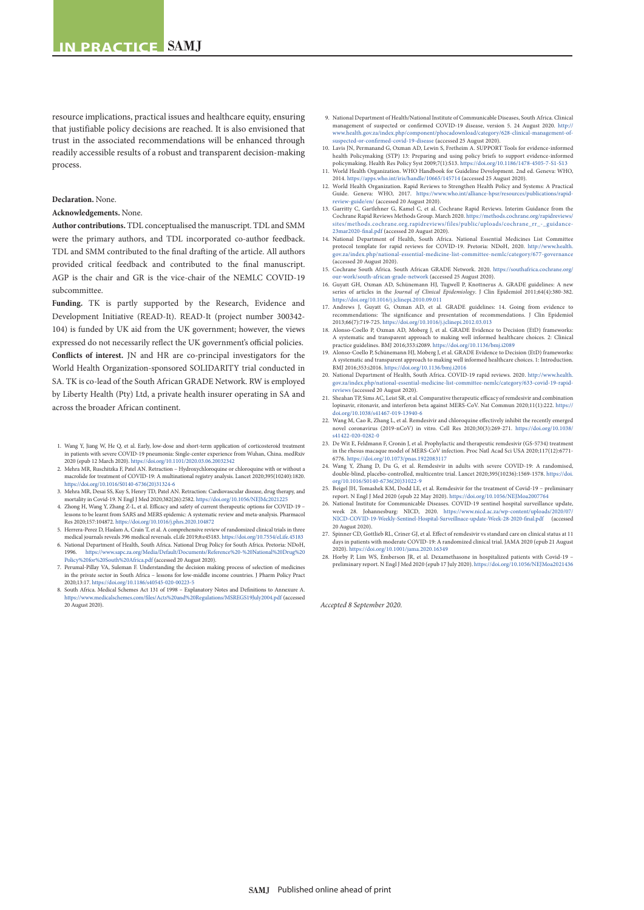resource implications, practical issues and healthcare equity, ensuring that justifiable policy decisions are reached. It is also envisioned that trust in the associated recommendations will be enhanced through readily accessible results of a robust and transparent decision-making process.

**Declaration.** None.

**Acknowledgements.** None.

**Author contributions.** TDL conceptualised the manuscript. TDL and SMM were the primary authors, and TDL incorporated co-author feedback. TDL and SMM contributed to the final drafting of the article. All authors provided critical feedback and contributed to the final manuscript. AGP is the chair and GR is the vice-chair of the NEMLC COVID-19 subcommittee.

**Funding.** TK is partly supported by the Research, Evidence and Development Initiative (READ-It). READ-It (project number 300342-104) is funded by UK aid from the UK government; however, the views expressed do not necessarily reflect the UK government's official policies.

**Conflicts of interest.** JN and HR are co-principal investigators for the World Health Organization-sponsored SOLIDARITY trial conducted in SA. TK is co-lead of the South African GRADE Network. RW is employed by Liberty Health (Pty) Ltd, a private health insurer operating in SA and across the broader African continent.

1. Wang Y, Jiang W, He Q, et al. Early, low-dose and short-term application of corticosteroid treatment in patients with severe COVID-19 pneumonia: Single-center experience from Wuhan, China. medRxiv 2020 (epub 12 March 2020). https://doi.org/10.1101/2020.03.06.20032342
2. Mehra MR, Ruschitzka F, Patel AN. Retraction – Hydroxychloroquine or chloroquine with or without a macrolide for treatment of COVID-19: A multinational registry analysis. Lancet 2020;395(10240):1820. https://doi.org/10.1016/S0140-6736(20)31324-6
3. Mehra MR, Desai SS, Kuy S, Henry TD, Patel AN. Retraction: Cardiovascular disease, drug therapy, and mortality in Covid-19. N Engl J Med 2020;382(26):2582. https://doi.org/10.1056/NEJMc2021225
4. Zhong H, Wang Y, Zhang Z-L, et al. Efficacy and safety of current therapeutic options for COVID-19 – lessons to be learnt from SARS and MERS epidemic: A systematic review and meta-analysis. Pharmacol Res 2020;157:104872. https://doi.org/10.1016/j.phrs.2020.104872
5. Herrera-Perez D, Haslam A, Crain T, et al. A comprehensive review of randomized clinical trials in three medical journals reveals 396 medical reversals. eLife 2019;8:e45183. https://doi.org/10.7554/eLife.45183
6. National Department of Health, South Africa. National Drug Policy for South Africa. Pretoria: NDoH, 1996. https://www.sapc.za.org/Media/Default/Documents/Reference%20-%20National%20Drug%20Policy%20for%20South%20Africa.pdf (accessed 20 August 2020).
7. Perumal-Pillay VA, Suleman F. Understanding the decision making process of selection of medicines in the private sector in South Africa – lessons for low-middle income countries. J Pharm Policy Pract 2020;13:17. https://doi.org/10.1186/s40545-020-00223-5
8. South Africa. Medical Schemes Act 131 of 1998 – Explanatory Notes and Definitions to Annexure A. https://www.medicalschemes.com/files/Acts%20and%20Regulations/MSREGS19July2004.pdf (accessed 20 August 2020).
9. National Department of Health/National Institute of Communicable Diseases, South Africa. Clinical management of suspected or confirmed COVID-19 disease, version 5. 24 August 2020. http://www.health.gov.za/index.php/component/phocadownload/category/628-clinical-management-of-suspected-or-confirmed-covid-19-disease (accessed 25 August 2020).
10. Lavis JN, Permanand G, Oxman AD, Lewin S, Fretheim A. SUPPORT Tools for evidence-informed health Policymaking (STP) 13: Preparing and using policy briefs to support evidence-informed policymaking. Health Res Policy Syst 2009;7(1):S13. https://doi.org/10.1186/1478-4505-7-S1-S13
11. World Health Organization. WHO Handbook for Guideline Development. 2nd ed. Geneva: WHO, 2014. https://apps.who.int/iris/handle/10665/145714 (accessed 25 August 2020).
12. World Health Organization. Rapid Reviews to Strengthen Health Policy and Systems: A Practical Guide. Geneva: WHO, 2017. https://www.who.int/alliance-hpsr/resources/publications/rapid-review-guide/en/ (accessed 20 August 2020).
13. Garritty C, Gartlehner G, Kamel C, et al. Cochrane Rapid Reviews. Interim Guidance from the Cochrane Rapid Reviews Methods Group. March 2020. https://methods.cochrane.org/rapidreviews/sites/methods.cochrane.org.rapidreviews/files/public/uploads/cochrane_rr_-_guidance-23mar2020-final.pdf (accessed 20 August 2020).
14. National Department of Health, South Africa. National Essential Medicines List Committee protocol template for rapid reviews for COVID-19. Pretoria: NDoH, 2020. http://www.health.gov.za/index.php/national-essential-medicine-list-committee-nemlc/category/677-governance (accessed 20 August 2020).
15. Cochrane South Africa. South African GRADE Network. 2020. https://southafrica.cochrane.org/our-work/south-african-grade-network (accessed 25 August 2020).
16. Guyatt GH, Oxman AD, Schünemann HJ, Tugwell P, Knottnerus A. GRADE guidelines: A new series of articles in the *Journal of Clinical Epidemiology*. J Clin Epidemiol 2011;64(4):380-382. https://doi.org/10.1016/j.jclinepi.2010.09.011
17. Andrews J, Guyatt G, Oxman AD, et al. GRADE guidelines: 14. Going from evidence to recommendations: The significance and presentation of recommendations. J Clin Epidemiol 2013;66(7):719-725. https://doi.org/10.1016/j.jclinepi.2012.03.013
18. Alonso-Coello P, Oxman AD, Moberg J, et al. GRADE Evidence to Decision (EtD) frameworks: A systematic and transparent approach to making well informed healthcare choices. 2: Clinical practice guidelines. BMJ 2016;353:i2089. https://doi.org/10.1136/bmj.i2089
19. Alonso-Coello P, Schünemann HJ, Moberg J, et al. GRADE Evidence to Decision (EtD) frameworks: A systematic and transparent approach to making well informed healthcare choices. 1: Introduction. BMJ 2016;353:i2016. https://doi.org/10.1136/bmj.i2016
20. National Department of Health, South Africa. COVID-19 rapid reviews. 2020. http://www.health.gov.za/index.php/national-essential-medicine-list-committee-nemlc/category/633-covid-19-rapid-reviews (accessed 20 August 2020).
21. Sheahan TP, Sims AC, Leist SR, et al. Comparative therapeutic efficacy of remdesivir and combination lopinavir, ritonavir, and interferon beta against MERS-CoV. Nat Commun 2020;11(1):222. https://doi.org/10.1038/s41467-019-13940-6
22. Wang M, Cao R, Zhang L, et al. Remdesivir and chloroquine effectively inhibit the recently emerged novel coronavirus (2019-nCoV) in vitro. Cell Res 2020;30(3):269-271. https://doi.org/10.1038/s41422-020-0282-0
23. De Wit E, Feldmann F, Cronin J, et al. Prophylactic and therapeutic remdesivir (GS-5734) treatment in the rhesus macaque model of MERS-CoV infection. Proc Natl Acad Sci USA 2020;117(12):6771-6776. https://doi.org/10.1073/pnas.1922083117
24. Wang Y, Zhang D, Du G, et al. Remdesivir in adults with severe COVID-19: A randomised, double-blind, placebo-controlled, multicentre trial. Lancet 2020;395(10236):1569-1578. https://doi.org/10.1016/S0140-6736(20)31022-9
25. Beigel JH, Tomashek KM, Dodd LE, et al. Remdesivir for the treatment of Covid-19 – preliminary report. N Engl J Med 2020 (epub 22 May 2020). https://doi.org/10.1056/NEJMoa2007764
26. National Institute for Communicable Diseases. COVID-19 sentinel hospital surveillance update, week 28. Johannesburg: NICD, 2020. https://www.nicd.ac.za/wp-content/uploads/2020/07/NICD-COVID-19-Weekly-Sentinel-Hospital-Surveillnace-update-Week-28-2020-final.pdf (accessed 20 August 2020).
27. Spinner CD, Gottlieb RL, Criner GJ, et al. Effect of remdesivir vs standard care on clinical status at 11 days in patients with moderate COVID-19: A randomized clinical trial. JAMA 2020 (epub 21 August 2020). https://doi.org/10.1001/jama.2020.16349
28. Horby P, Lim WS, Emberson JR, et al. Dexamethasone in hospitalized patients with Covid-19 – preliminary report. N Engl J Med 2020 (epub 17 July 2020). https://doi.org/10.1056/NEJMoa2021436

*Accepted 8 September 2020.*